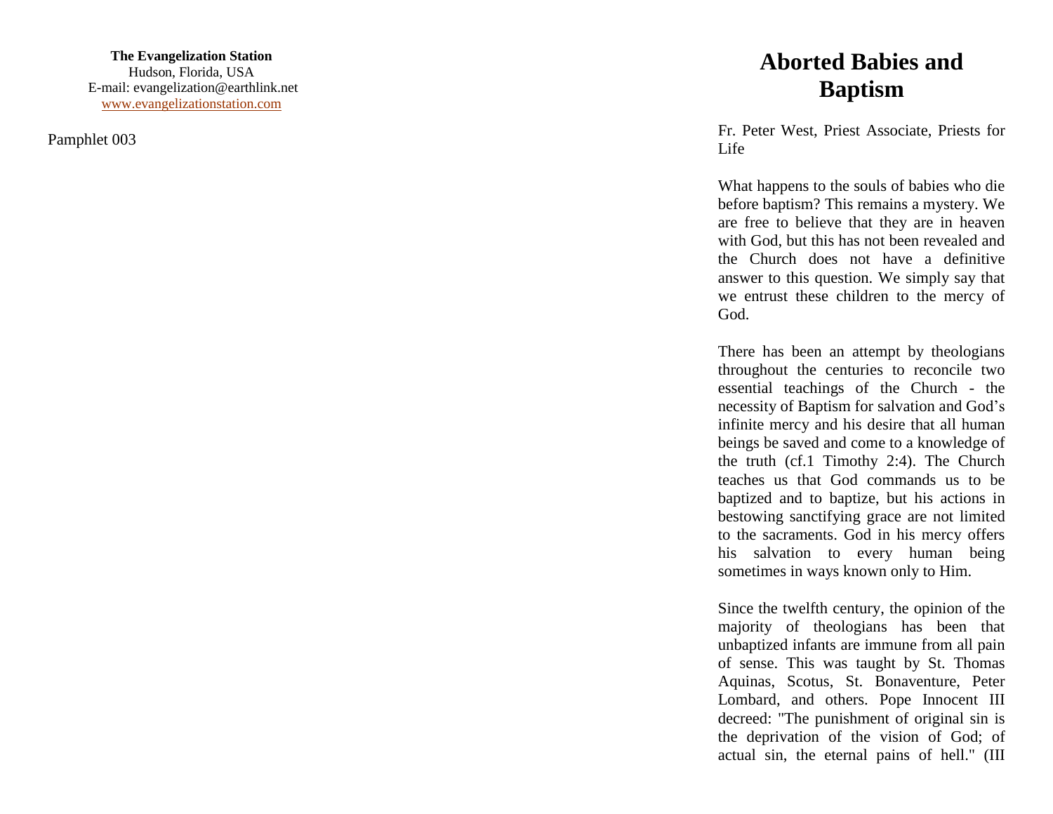**The Evangelization Station**
Hudson, Florida, USA
E-mail: evangelization@earthlink.net
www.evangelizationstation.com

Pamphlet 003

# Aborted Babies and Baptism

Fr. Peter West, Priest Associate, Priests for Life

What happens to the souls of babies who die before baptism? This remains a mystery. We are free to believe that they are in heaven with God, but this has not been revealed and the Church does not have a definitive answer to this question. We simply say that we entrust these children to the mercy of God.

There has been an attempt by theologians throughout the centuries to reconcile two essential teachings of the Church - the necessity of Baptism for salvation and God's infinite mercy and his desire that all human beings be saved and come to a knowledge of the truth (cf.1 Timothy 2:4). The Church teaches us that God commands us to be baptized and to baptize, but his actions in bestowing sanctifying grace are not limited to the sacraments. God in his mercy offers his salvation to every human being sometimes in ways known only to Him.

Since the twelfth century, the opinion of the majority of theologians has been that unbaptized infants are immune from all pain of sense. This was taught by St. Thomas Aquinas, Scotus, St. Bonaventure, Peter Lombard, and others. Pope Innocent III decreed: "The punishment of original sin is the deprivation of the vision of God; of actual sin, the eternal pains of hell." (III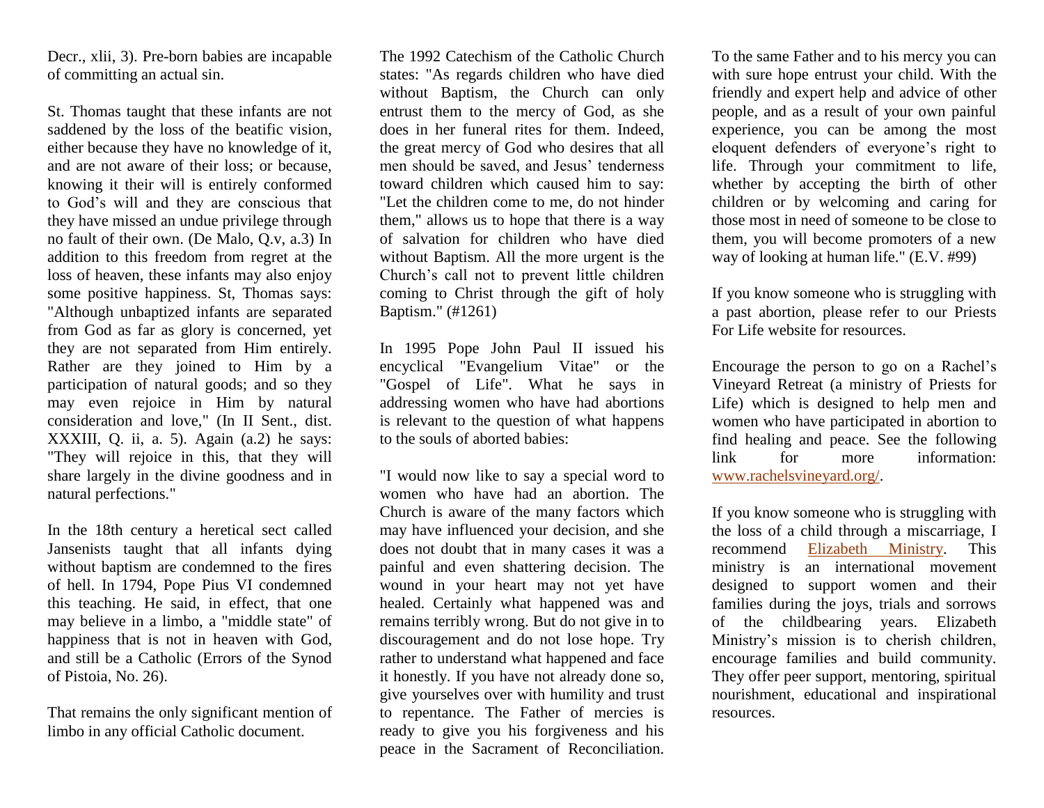Decr., xlii, 3). Pre-born babies are incapable of committing an actual sin.

St. Thomas taught that these infants are not saddened by the loss of the beatific vision, either because they have no knowledge of it, and are not aware of their loss; or because, knowing it their will is entirely conformed to God's will and they are conscious that they have missed an undue privilege through no fault of their own. (De Malo, Q.v, a.3) In addition to this freedom from regret at the loss of heaven, these infants may also enjoy some positive happiness. St, Thomas says: "Although unbaptized infants are separated from God as far as glory is concerned, yet they are not separated from Him entirely. Rather are they joined to Him by a participation of natural goods; and so they may even rejoice in Him by natural consideration and love," (In II Sent., dist. XXXIII, Q. ii, a. 5). Again (a.2) he says: "They will rejoice in this, that they will share largely in the divine goodness and in natural perfections."

In the 18th century a heretical sect called Jansenists taught that all infants dying without baptism are condemned to the fires of hell. In 1794, Pope Pius VI condemned this teaching. He said, in effect, that one may believe in a limbo, a "middle state" of happiness that is not in heaven with God, and still be a Catholic (Errors of the Synod of Pistoia, No. 26).

That remains the only significant mention of limbo in any official Catholic document.

The 1992 Catechism of the Catholic Church states: "As regards children who have died without Baptism, the Church can only entrust them to the mercy of God, as she does in her funeral rites for them. Indeed, the great mercy of God who desires that all men should be saved, and Jesus' tenderness toward children which caused him to say: "Let the children come to me, do not hinder them," allows us to hope that there is a way of salvation for children who have died without Baptism. All the more urgent is the Church's call not to prevent little children coming to Christ through the gift of holy Baptism." (#1261)

In 1995 Pope John Paul II issued his encyclical "Evangelium Vitae" or the "Gospel of Life". What he says in addressing women who have had abortions is relevant to the question of what happens to the souls of aborted babies:

"I would now like to say a special word to women who have had an abortion. The Church is aware of the many factors which may have influenced your decision, and she does not doubt that in many cases it was a painful and even shattering decision. The wound in your heart may not yet have healed. Certainly what happened was and remains terribly wrong. But do not give in to discouragement and do not lose hope. Try rather to understand what happened and face it honestly. If you have not already done so, give yourselves over with humility and trust to repentance. The Father of mercies is ready to give you his forgiveness and his peace in the Sacrament of Reconciliation. To the same Father and to his mercy you can with sure hope entrust your child. With the friendly and expert help and advice of other people, and as a result of your own painful experience, you can be among the most eloquent defenders of everyone's right to life. Through your commitment to life, whether by accepting the birth of other children or by welcoming and caring for those most in need of someone to be close to them, you will become promoters of a new way of looking at human life." (E.V. #99)

If you know someone who is struggling with a past abortion, please refer to our Priests For Life website for resources.

Encourage the person to go on a Rachel's Vineyard Retreat (a ministry of Priests for Life) which is designed to help men and women who have participated in abortion to find healing and peace. See the following link for more information: www.rachelsvineyard.org/.

If you know someone who is struggling with the loss of a child through a miscarriage, I recommend Elizabeth Ministry. This ministry is an international movement designed to support women and their families during the joys, trials and sorrows of the childbearing years. Elizabeth Ministry's mission is to cherish children, encourage families and build community. They offer peer support, mentoring, spiritual nourishment, educational and inspirational resources.